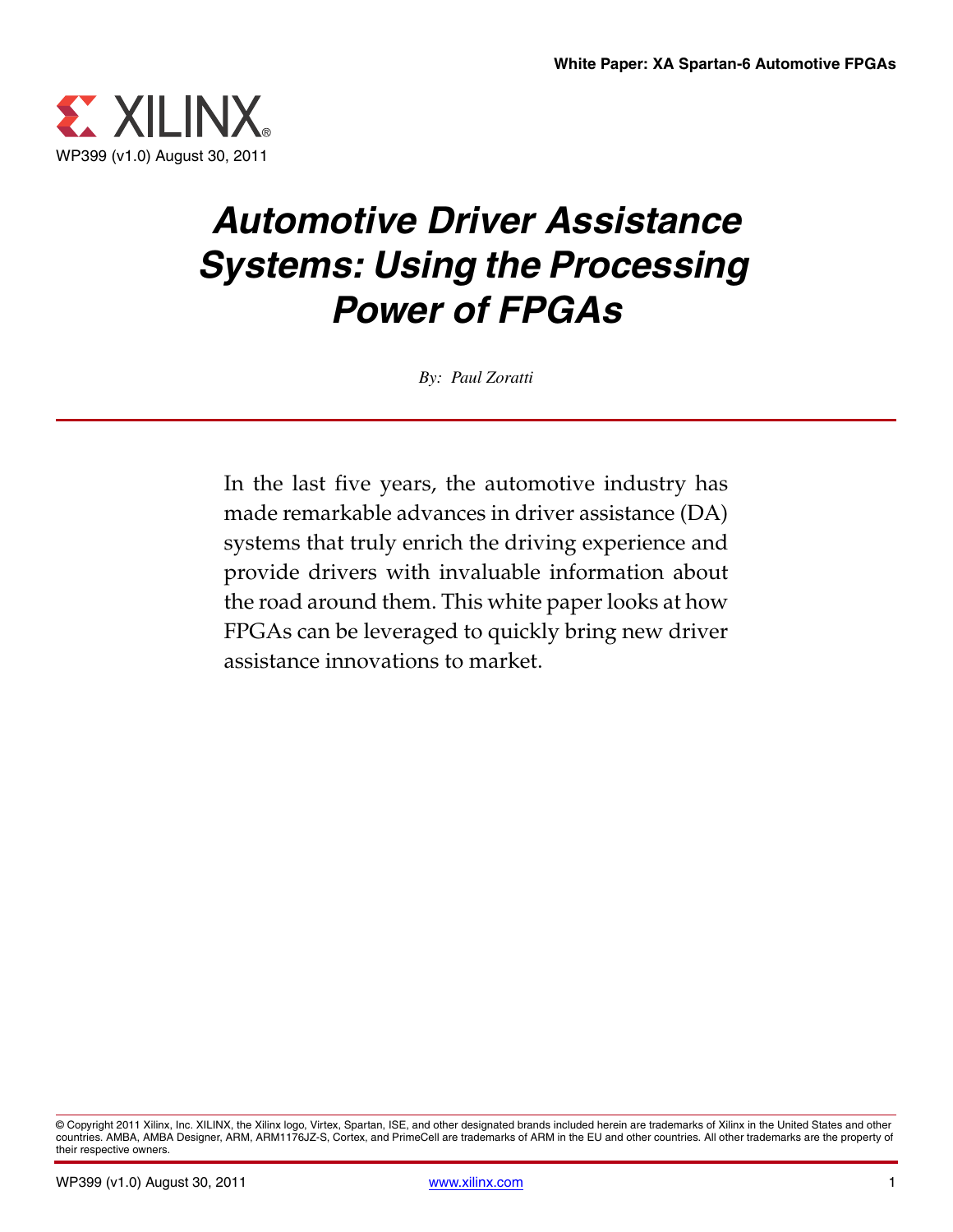WP399 (v1.0) August 30, 2011

# *Automotive Driver Assistance Systems: Using the Processing Power of FPGAs*

*By: Paul Zoratti*

In the last five years, the automotive industry has made remarkable advances in driver assistance (DA) systems that truly enrich the driving experience and provide drivers with invaluable information about the road around them. This white paper looks at how FPGAs can be leveraged to quickly bring new driver assistance innovations to market.

© Copyright 2011 Xilinx, Inc. XILINX, the Xilinx logo, Virtex, Spartan, ISE, and other designated brands included herein are trademarks of Xilinx in the United States and other countries. AMBA, AMBA Designer, ARM, ARM1176JZ-S, Cortex, and PrimeCell are trademarks of ARM in the EU and other countries. All other trademarks are the property of their respective owners.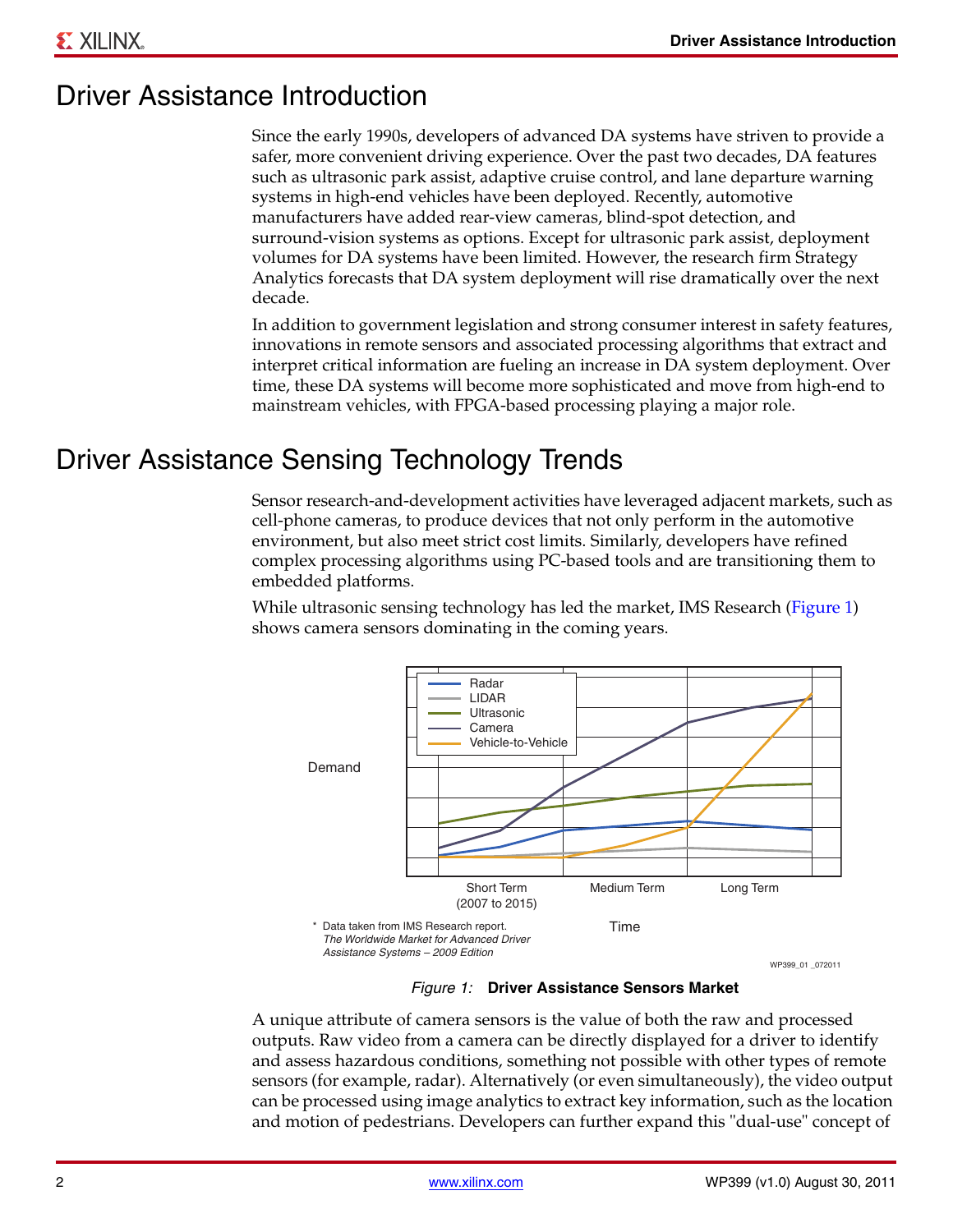# Driver Assistance Introduction

Since the early 1990s, developers of advanced DA systems have striven to provide a safer, more convenient driving experience. Over the past two decades, DA features such as ultrasonic park assist, adaptive cruise control, and lane departure warning systems in high-end vehicles have been deployed. Recently, automotive manufacturers have added rear-view cameras, blind-spot detection, and surround-vision systems as options. Except for ultrasonic park assist, deployment volumes for DA systems have been limited. However, the research firm Strategy Analytics forecasts that DA system deployment will rise dramatically over the next decade.

In addition to government legislation and strong consumer interest in safety features, innovations in remote sensors and associated processing algorithms that extract and interpret critical information are fueling an increase in DA system deployment. Over time, these DA systems will become more sophisticated and move from high-end to mainstream vehicles, with FPGA-based processing playing a major role.

# Driver Assistance Sensing Technology Trends

Sensor research-and-development activities have leveraged adjacent markets, such as cell-phone cameras, to produce devices that not only perform in the automotive environment, but also meet strict cost limits. Similarly, developers have refined complex processing algorithms using PC-based tools and are transitioning them to embedded platforms.

While ultrasonic sensing technology has led the market, IMS Research (Figure 1) shows camera sensors dominating in the coming years.

Radar
LIDAR
Ultrasonic
Camera
Vehicle-to-Vehicle

Demand

Short Term (2007 to 2015) | Medium Term | Long Term

Time

\* Data taken from IMS Research report. *The Worldwide Market for Advanced Driver Assistance Systems – 2009 Edition*

WP399_01 _072011

*Figure 1:* **Driver Assistance Sensors Market**

A unique attribute of camera sensors is the value of both the raw and processed outputs. Raw video from a camera can be directly displayed for a driver to identify and assess hazardous conditions, something not possible with other types of remote sensors (for example, radar). Alternatively (or even simultaneously), the video output can be processed using image analytics to extract key information, such as the location and motion of pedestrians. Developers can further expand this "dual-use" concept of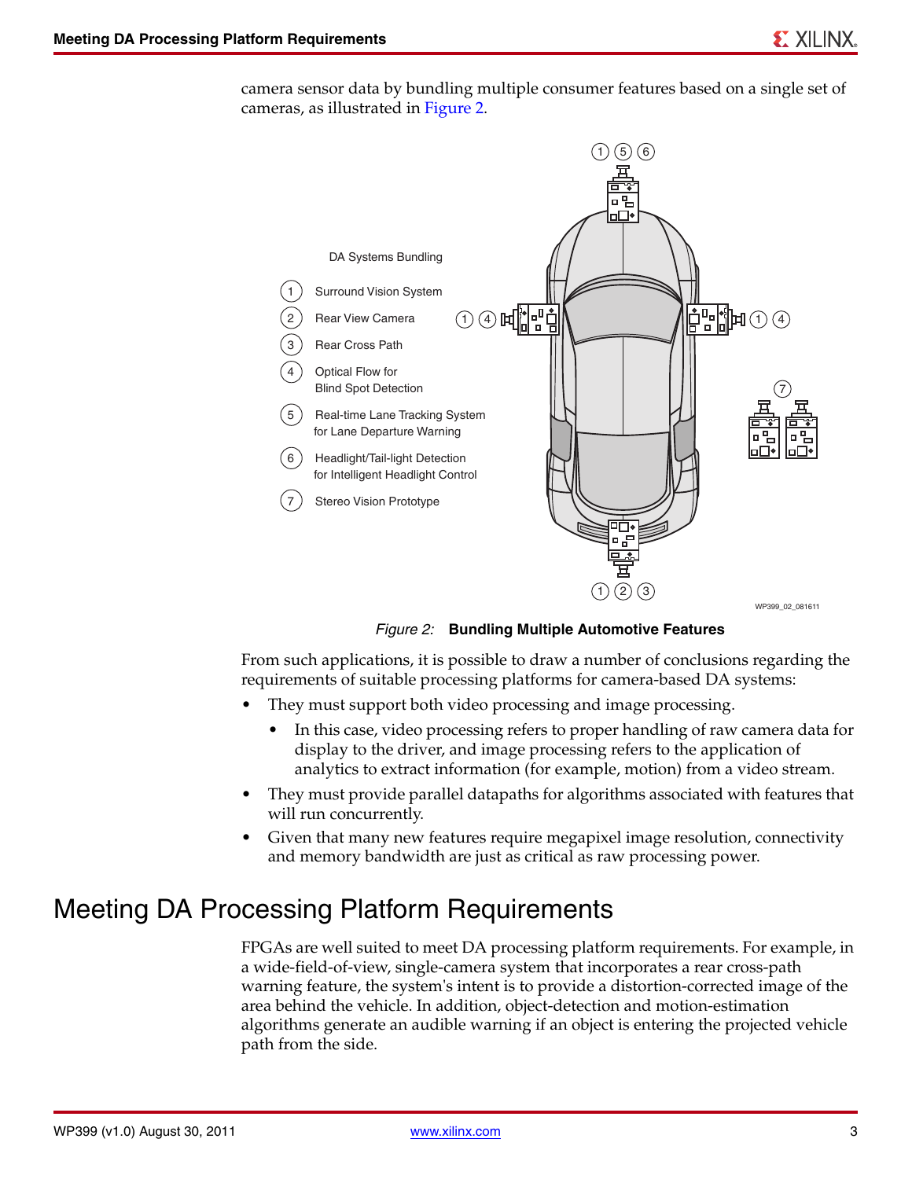camera sensor data by bundling multiple consumer features based on a single set of cameras, as illustrated in Figure 2.

DA Systems Bundling

1. Surround Vision System
2. Rear View Camera
3. Rear Cross Path
4. Optical Flow for Blind Spot Detection
5. Real-time Lane Tracking System for Lane Departure Warning
6. Headlight/Tail-light Detection for Intelligent Headlight Control
7. Stereo Vision Prototype

*Figure 2:* **Bundling Multiple Automotive Features**

From such applications, it is possible to draw a number of conclusions regarding the requirements of suitable processing platforms for camera-based DA systems:

- They must support both video processing and image processing.
  - In this case, video processing refers to proper handling of raw camera data for display to the driver, and image processing refers to the application of analytics to extract information (for example, motion) from a video stream.
- They must provide parallel datapaths for algorithms associated with features that will run concurrently.
- Given that many new features require megapixel image resolution, connectivity and memory bandwidth are just as critical as raw processing power.

# Meeting DA Processing Platform Requirements

FPGAs are well suited to meet DA processing platform requirements. For example, in a wide-field-of-view, single-camera system that incorporates a rear cross-path warning feature, the system's intent is to provide a distortion-corrected image of the area behind the vehicle. In addition, object-detection and motion-estimation algorithms generate an audible warning if an object is entering the projected vehicle path from the side.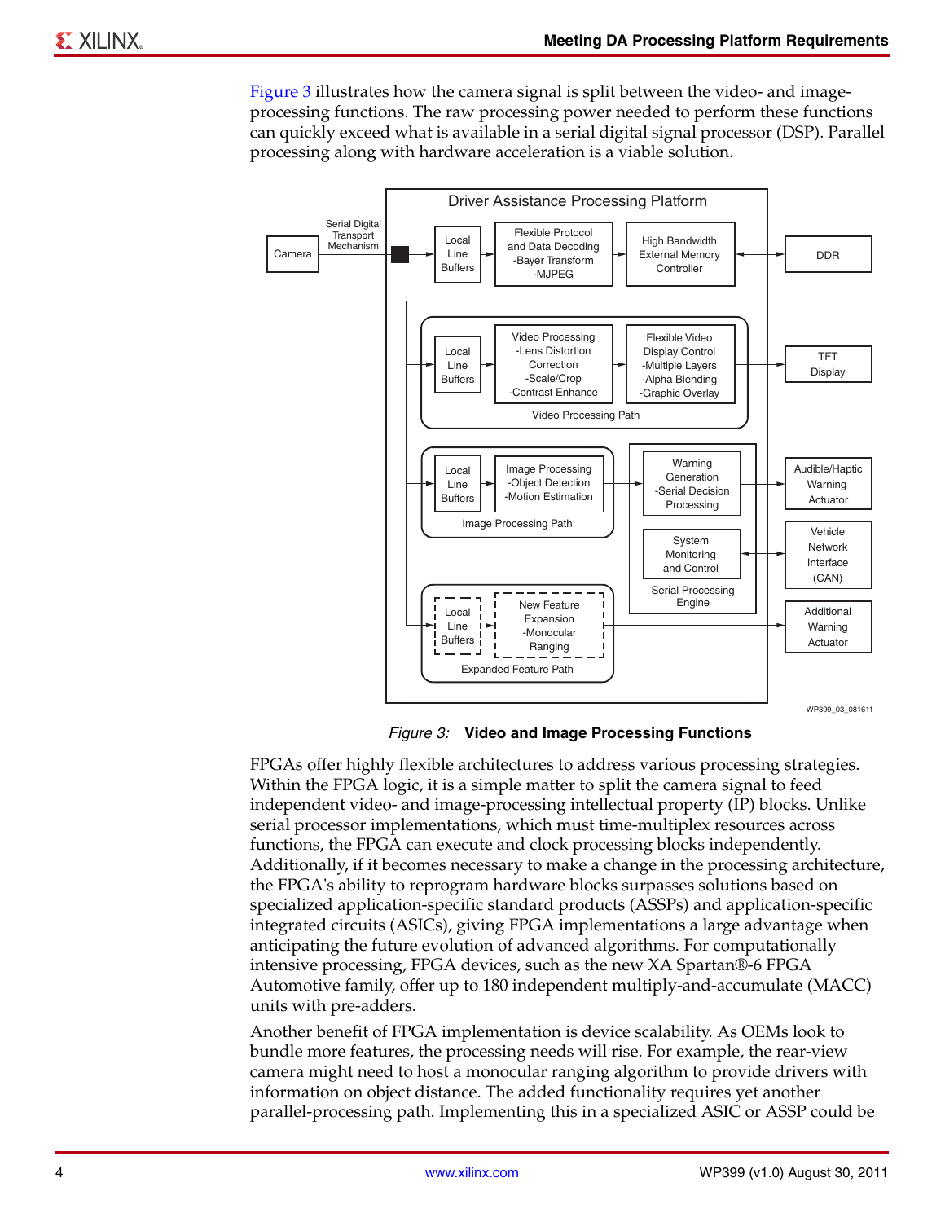Figure 3 illustrates how the camera signal is split between the video- and image-processing functions. The raw processing power needed to perform these functions can quickly exceed what is available in a serial digital signal processor (DSP). Parallel processing along with hardware acceleration is a viable solution.

*Figure 3:* **Video and Image Processing Functions**

FPGAs offer highly flexible architectures to address various processing strategies. Within the FPGA logic, it is a simple matter to split the camera signal to feed independent video- and image-processing intellectual property (IP) blocks. Unlike serial processor implementations, which must time-multiplex resources across functions, the FPGA can execute and clock processing blocks independently. Additionally, if it becomes necessary to make a change in the processing architecture, the FPGA's ability to reprogram hardware blocks surpasses solutions based on specialized application-specific standard products (ASSPs) and application-specific integrated circuits (ASICs), giving FPGA implementations a large advantage when anticipating the future evolution of advanced algorithms. For computationally intensive processing, FPGA devices, such as the new XA Spartan®-6 FPGA Automotive family, offer up to 180 independent multiply-and-accumulate (MACC) units with pre-adders.

Another benefit of FPGA implementation is device scalability. As OEMs look to bundle more features, the processing needs will rise. For example, the rear-view camera might need to host a monocular ranging algorithm to provide drivers with information on object distance. The added functionality requires yet another parallel-processing path. Implementing this in a specialized ASIC or ASSP could be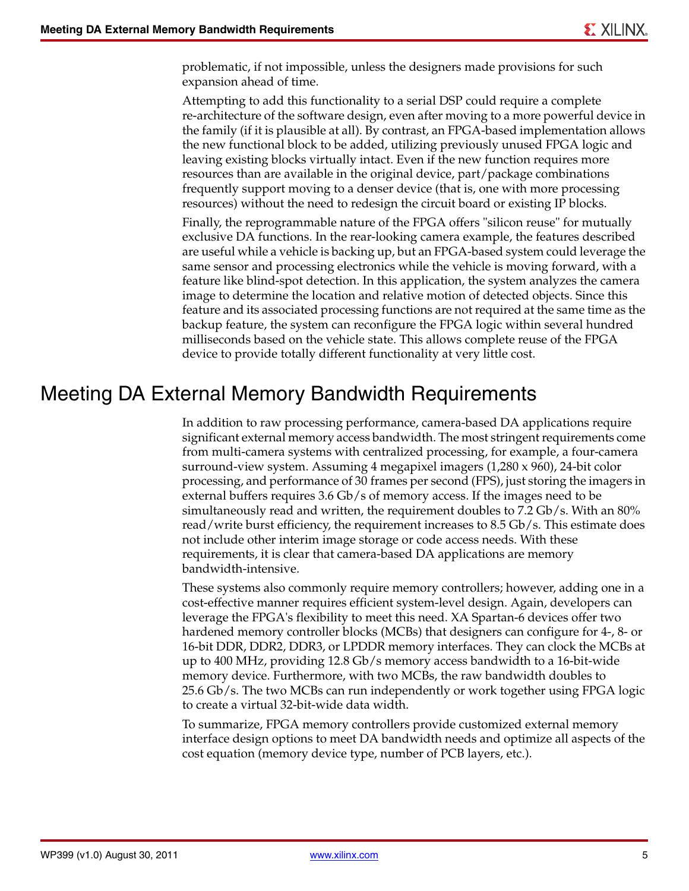problematic, if not impossible, unless the designers made provisions for such expansion ahead of time.

Attempting to add this functionality to a serial DSP could require a complete re-architecture of the software design, even after moving to a more powerful device in the family (if it is plausible at all). By contrast, an FPGA-based implementation allows the new functional block to be added, utilizing previously unused FPGA logic and leaving existing blocks virtually intact. Even if the new function requires more resources than are available in the original device, part/package combinations frequently support moving to a denser device (that is, one with more processing resources) without the need to redesign the circuit board or existing IP blocks.

Finally, the reprogrammable nature of the FPGA offers "silicon reuse" for mutually exclusive DA functions. In the rear-looking camera example, the features described are useful while a vehicle is backing up, but an FPGA-based system could leverage the same sensor and processing electronics while the vehicle is moving forward, with a feature like blind-spot detection. In this application, the system analyzes the camera image to determine the location and relative motion of detected objects. Since this feature and its associated processing functions are not required at the same time as the backup feature, the system can reconfigure the FPGA logic within several hundred milliseconds based on the vehicle state. This allows complete reuse of the FPGA device to provide totally different functionality at very little cost.

## Meeting DA External Memory Bandwidth Requirements

In addition to raw processing performance, camera-based DA applications require significant external memory access bandwidth. The most stringent requirements come from multi-camera systems with centralized processing, for example, a four-camera surround-view system. Assuming 4 megapixel imagers (1,280 x 960), 24-bit color processing, and performance of 30 frames per second (FPS), just storing the imagers in external buffers requires 3.6 Gb/s of memory access. If the images need to be simultaneously read and written, the requirement doubles to 7.2 Gb/s. With an 80% read/write burst efficiency, the requirement increases to 8.5 Gb/s. This estimate does not include other interim image storage or code access needs. With these requirements, it is clear that camera-based DA applications are memory bandwidth-intensive.

These systems also commonly require memory controllers; however, adding one in a cost-effective manner requires efficient system-level design. Again, developers can leverage the FPGA's flexibility to meet this need. XA Spartan-6 devices offer two hardened memory controller blocks (MCBs) that designers can configure for 4-, 8- or 16-bit DDR, DDR2, DDR3, or LPDDR memory interfaces. They can clock the MCBs at up to 400 MHz, providing 12.8 Gb/s memory access bandwidth to a 16-bit-wide memory device. Furthermore, with two MCBs, the raw bandwidth doubles to 25.6 Gb/s. The two MCBs can run independently or work together using FPGA logic to create a virtual 32-bit-wide data width.

To summarize, FPGA memory controllers provide customized external memory interface design options to meet DA bandwidth needs and optimize all aspects of the cost equation (memory device type, number of PCB layers, etc.).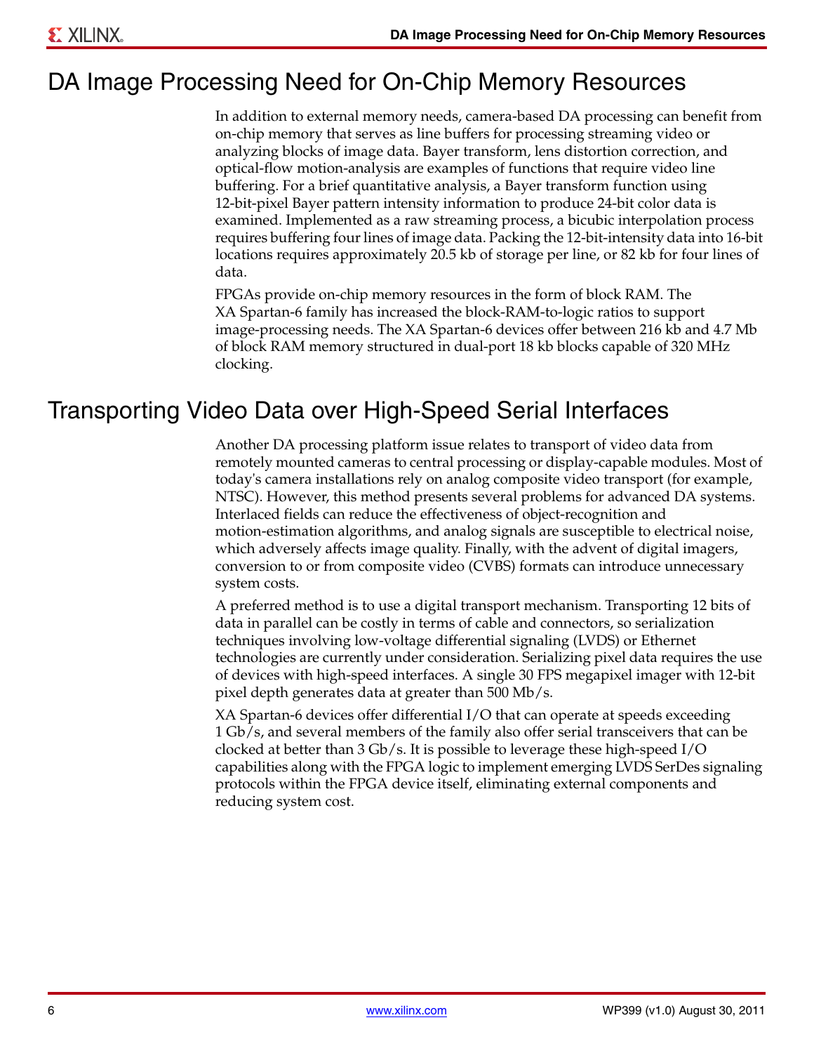## DA Image Processing Need for On-Chip Memory Resources

In addition to external memory needs, camera-based DA processing can benefit from on-chip memory that serves as line buffers for processing streaming video or analyzing blocks of image data. Bayer transform, lens distortion correction, and optical-flow motion-analysis are examples of functions that require video line buffering. For a brief quantitative analysis, a Bayer transform function using 12-bit-pixel Bayer pattern intensity information to produce 24-bit color data is examined. Implemented as a raw streaming process, a bicubic interpolation process requires buffering four lines of image data. Packing the 12-bit-intensity data into 16-bit locations requires approximately 20.5 kb of storage per line, or 82 kb for four lines of data.

FPGAs provide on-chip memory resources in the form of block RAM. The XA Spartan-6 family has increased the block-RAM-to-logic ratios to support image-processing needs. The XA Spartan-6 devices offer between 216 kb and 4.7 Mb of block RAM memory structured in dual-port 18 kb blocks capable of 320 MHz clocking.

## Transporting Video Data over High-Speed Serial Interfaces

Another DA processing platform issue relates to transport of video data from remotely mounted cameras to central processing or display-capable modules. Most of today's camera installations rely on analog composite video transport (for example, NTSC). However, this method presents several problems for advanced DA systems. Interlaced fields can reduce the effectiveness of object-recognition and motion-estimation algorithms, and analog signals are susceptible to electrical noise, which adversely affects image quality. Finally, with the advent of digital imagers, conversion to or from composite video (CVBS) formats can introduce unnecessary system costs.

A preferred method is to use a digital transport mechanism. Transporting 12 bits of data in parallel can be costly in terms of cable and connectors, so serialization techniques involving low-voltage differential signaling (LVDS) or Ethernet technologies are currently under consideration. Serializing pixel data requires the use of devices with high-speed interfaces. A single 30 FPS megapixel imager with 12-bit pixel depth generates data at greater than 500 Mb/s.

XA Spartan-6 devices offer differential I/O that can operate at speeds exceeding 1 Gb/s, and several members of the family also offer serial transceivers that can be clocked at better than 3 Gb/s. It is possible to leverage these high-speed I/O capabilities along with the FPGA logic to implement emerging LVDS SerDes signaling protocols within the FPGA device itself, eliminating external components and reducing system cost.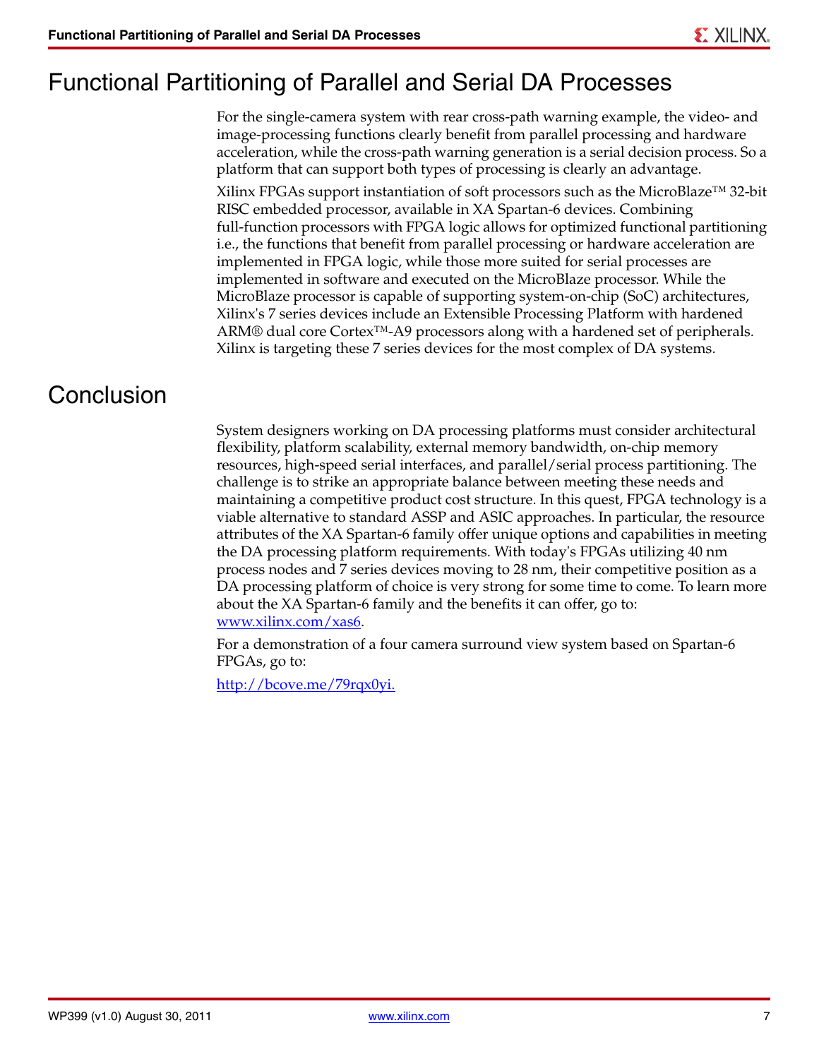## Functional Partitioning of Parallel and Serial DA Processes

For the single-camera system with rear cross-path warning example, the video- and image-processing functions clearly benefit from parallel processing and hardware acceleration, while the cross-path warning generation is a serial decision process. So a platform that can support both types of processing is clearly an advantage.

Xilinx FPGAs support instantiation of soft processors such as the MicroBlaze™ 32-bit RISC embedded processor, available in XA Spartan-6 devices. Combining full-function processors with FPGA logic allows for optimized functional partitioning i.e., the functions that benefit from parallel processing or hardware acceleration are implemented in FPGA logic, while those more suited for serial processes are implemented in software and executed on the MicroBlaze processor. While the MicroBlaze processor is capable of supporting system-on-chip (SoC) architectures, Xilinx's 7 series devices include an Extensible Processing Platform with hardened ARM® dual core Cortex™-A9 processors along with a hardened set of peripherals. Xilinx is targeting these 7 series devices for the most complex of DA systems.

## Conclusion

System designers working on DA processing platforms must consider architectural flexibility, platform scalability, external memory bandwidth, on-chip memory resources, high-speed serial interfaces, and parallel/serial process partitioning. The challenge is to strike an appropriate balance between meeting these needs and maintaining a competitive product cost structure. In this quest, FPGA technology is a viable alternative to standard ASSP and ASIC approaches. In particular, the resource attributes of the XA Spartan-6 family offer unique options and capabilities in meeting the DA processing platform requirements. With today's FPGAs utilizing 40 nm process nodes and 7 series devices moving to 28 nm, their competitive position as a DA processing platform of choice is very strong for some time to come. To learn more about the XA Spartan-6 family and the benefits it can offer, go to: www.xilinx.com/xas6.

For a demonstration of a four camera surround view system based on Spartan-6 FPGAs, go to:

http://bcove.me/79rqx0yi.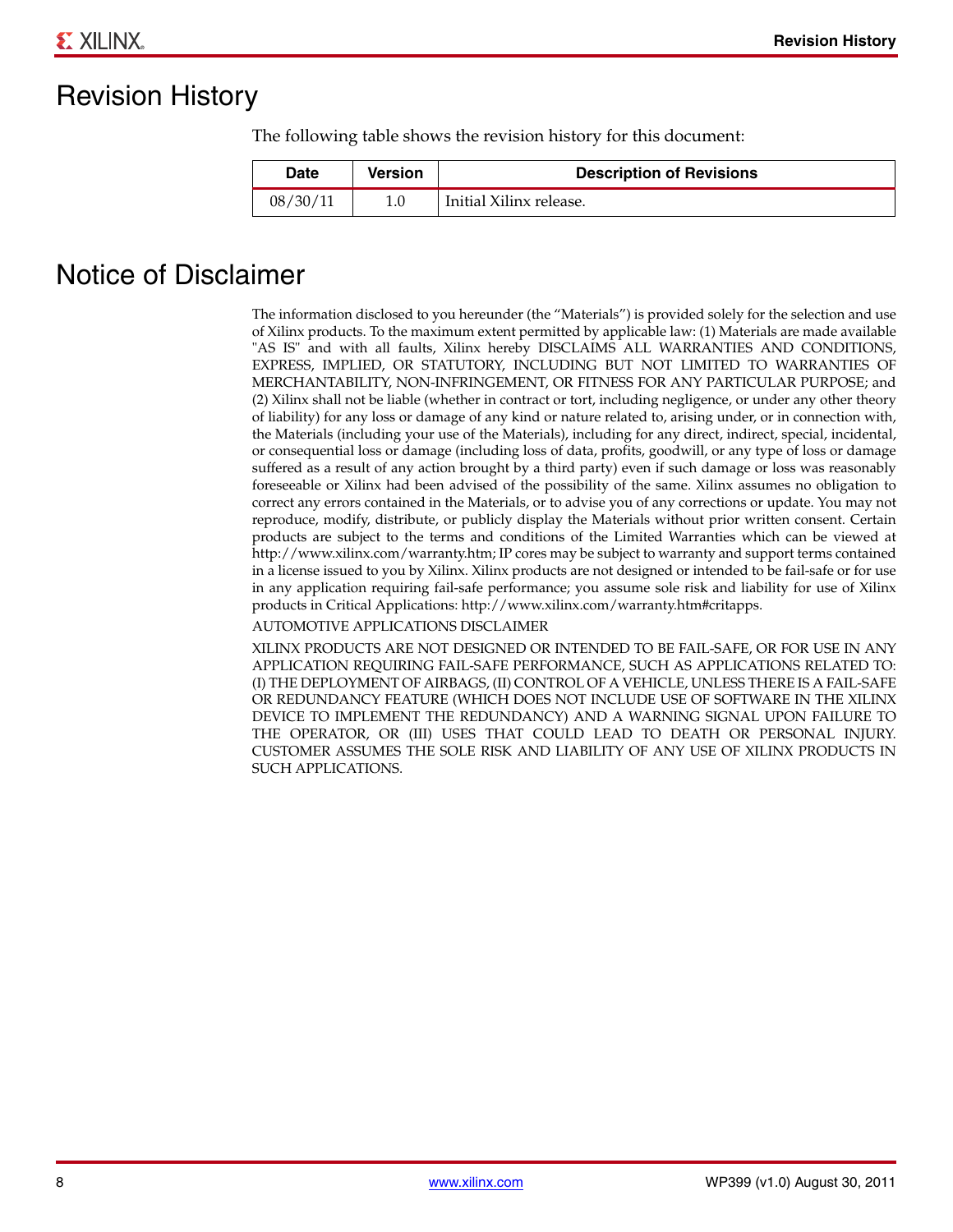# Revision History

The following table shows the revision history for this document:

| Date | Version | Description of Revisions |
|---|---|---|
| 08/30/11 | 1.0 | Initial Xilinx release. |

# Notice of Disclaimer

The information disclosed to you hereunder (the "Materials") is provided solely for the selection and use of Xilinx products. To the maximum extent permitted by applicable law: (1) Materials are made available "AS IS" and with all faults, Xilinx hereby DISCLAIMS ALL WARRANTIES AND CONDITIONS, EXPRESS, IMPLIED, OR STATUTORY, INCLUDING BUT NOT LIMITED TO WARRANTIES OF MERCHANTABILITY, NON-INFRINGEMENT, OR FITNESS FOR ANY PARTICULAR PURPOSE; and (2) Xilinx shall not be liable (whether in contract or tort, including negligence, or under any other theory of liability) for any loss or damage of any kind or nature related to, arising under, or in connection with, the Materials (including your use of the Materials), including for any direct, indirect, special, incidental, or consequential loss or damage (including loss of data, profits, goodwill, or any type of loss or damage suffered as a result of any action brought by a third party) even if such damage or loss was reasonably foreseeable or Xilinx had been advised of the possibility of the same. Xilinx assumes no obligation to correct any errors contained in the Materials, or to advise you of any corrections or update. You may not reproduce, modify, distribute, or publicly display the Materials without prior written consent. Certain products are subject to the terms and conditions of the Limited Warranties which can be viewed at http://www.xilinx.com/warranty.htm; IP cores may be subject to warranty and support terms contained in a license issued to you by Xilinx. Xilinx products are not designed or intended to be fail-safe or for use in any application requiring fail-safe performance; you assume sole risk and liability for use of Xilinx products in Critical Applications: http://www.xilinx.com/warranty.htm#critapps.

AUTOMOTIVE APPLICATIONS DISCLAIMER

XILINX PRODUCTS ARE NOT DESIGNED OR INTENDED TO BE FAIL-SAFE, OR FOR USE IN ANY APPLICATION REQUIRING FAIL-SAFE PERFORMANCE, SUCH AS APPLICATIONS RELATED TO: (I) THE DEPLOYMENT OF AIRBAGS, (II) CONTROL OF A VEHICLE, UNLESS THERE IS A FAIL-SAFE OR REDUNDANCY FEATURE (WHICH DOES NOT INCLUDE USE OF SOFTWARE IN THE XILINX DEVICE TO IMPLEMENT THE REDUNDANCY) AND A WARNING SIGNAL UPON FAILURE TO THE OPERATOR, OR (III) USES THAT COULD LEAD TO DEATH OR PERSONAL INJURY. CUSTOMER ASSUMES THE SOLE RISK AND LIABILITY OF ANY USE OF XILINX PRODUCTS IN SUCH APPLICATIONS.